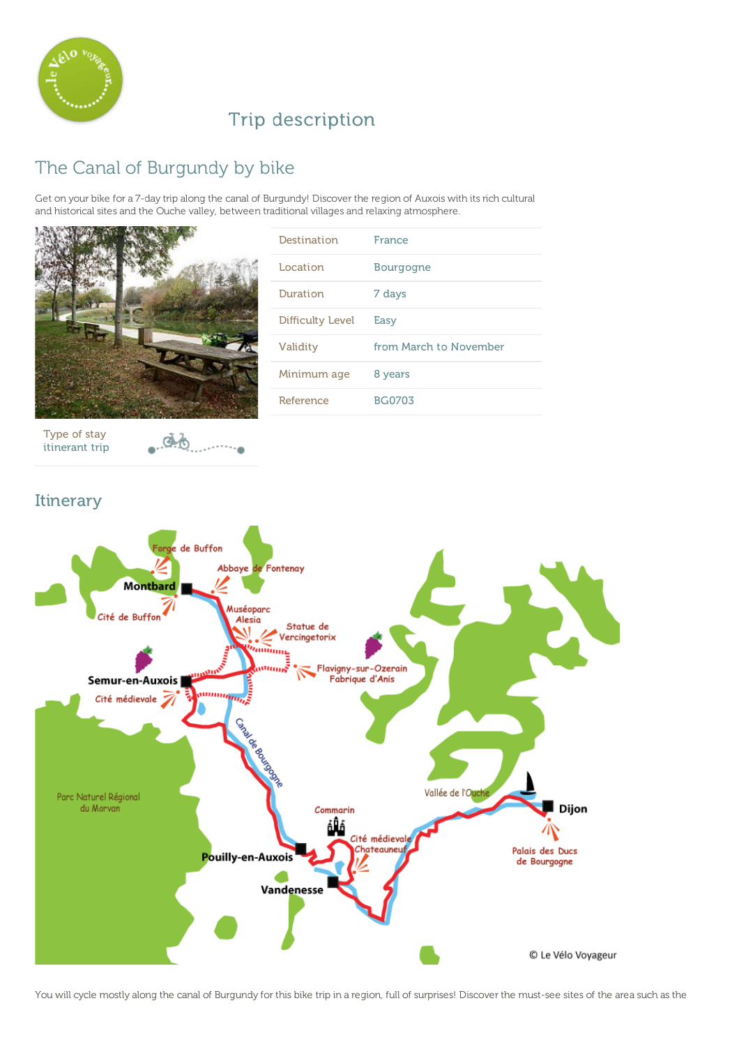# Trip description

## The Canal of Burgundy by bike

Get on your bike for a 7-day trip along the canal of Burgundy! Discover the region of Auxois with its rich cultural and historical sites and the Ouche valley, between traditional villages and relaxing atmosphere.

| | |
|---|---|
| Destination | France |
| Location | Bourgogne |
| Duration | 7 days |
| Difficulty Level | Easy |
| Validity | from March to November |
| Minimum age | 8 years |
| Reference | BG0703 |

Type of stay
itinerant trip

## Itinerary

You will cycle mostly along the canal of Burgundy for this bike trip in a region, full of surprises! Discover the must-see sites of the area such as the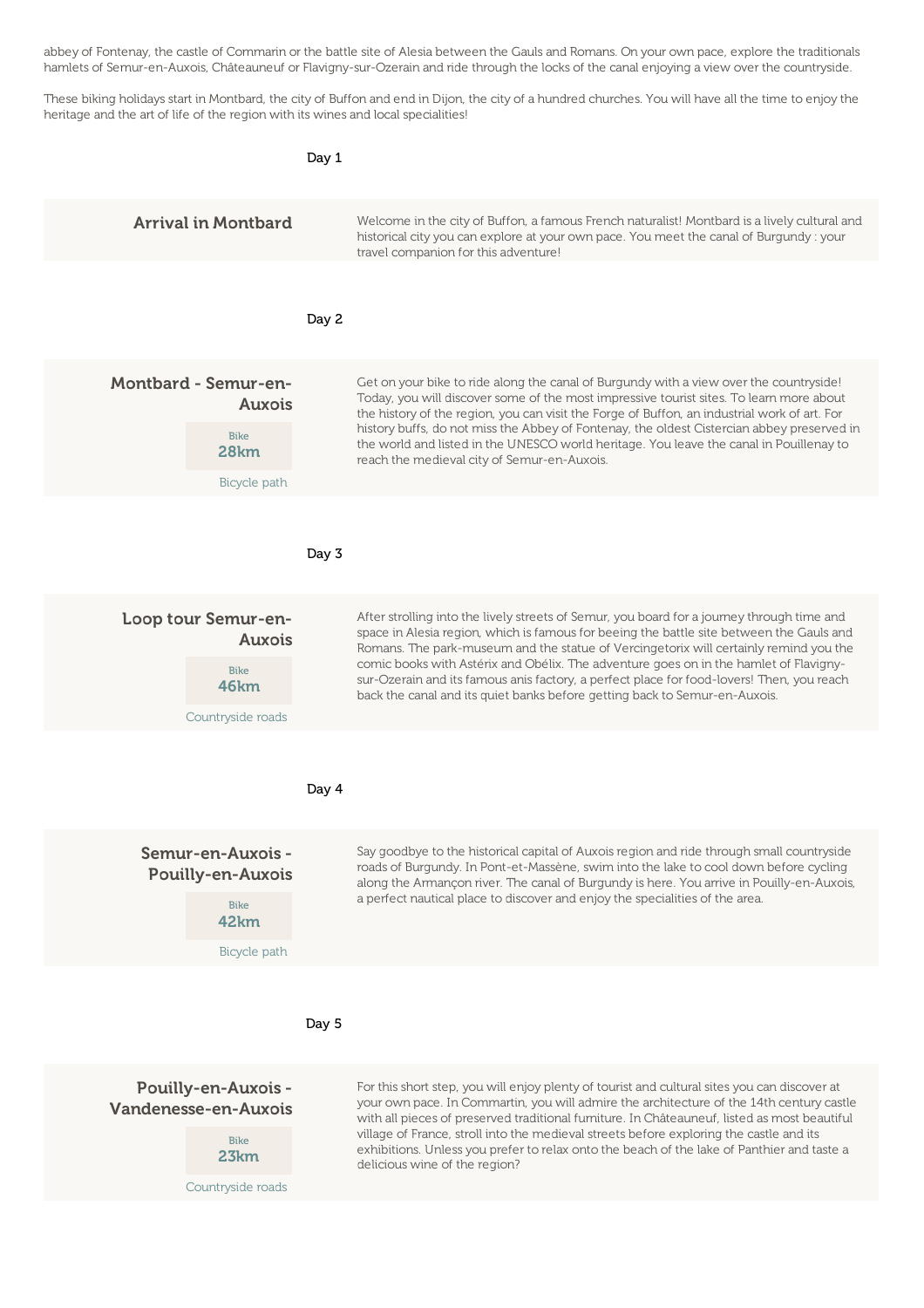abbey of Fontenay, the castle of Commarin or the battle site of Alesia between the Gauls and Romans. On your own pace, explore the traditionals hamlets of Semur-en-Auxois, Châteauneuf or Flavigny-sur-Ozerain and ride through the locks of the canal enjoying a view over the countryside.

These biking holidays start in Montbard, the city of Buffon and end in Dijon, the city of a hundred churches. You will have all the time to enjoy the heritage and the art of life of the region with its wines and local specialities!

Day 1

### Arrival in Montbard

Welcome in the city of Buffon, a famous French naturalist! Montbard is a lively cultural and historical city you can explore at your own pace. You meet the canal of Burgundy : your travel companion for this adventure!

Day 2

### Montbard - Semur-en-Auxois

Bike
**28km**

Bicycle path

Get on your bike to ride along the canal of Burgundy with a view over the countryside! Today, you will discover some of the most impressive tourist sites. To learn more about the history of the region, you can visit the Forge of Buffon, an industrial work of art. For history buffs, do not miss the Abbey of Fontenay, the oldest Cistercian abbey preserved in the world and listed in the UNESCO world heritage. You leave the canal in Pouillenay to reach the medieval city of Semur-en-Auxois.

Day 3

### Loop tour Semur-en-Auxois

Bike
**46km**

Countryside roads

After strolling into the lively streets of Semur, you board for a journey through time and space in Alesia region, which is famous for beeing the battle site between the Gauls and Romans. The park-museum and the statue of Vercingetorix will certainly remind you the comic books with Astérix and Obélix. The adventure goes on in the hamlet of Flavigny-sur-Ozerain and its famous anis factory, a perfect place for food-lovers! Then, you reach back the canal and its quiet banks before getting back to Semur-en-Auxois.

Day 4

### Semur-en-Auxois - Pouilly-en-Auxois

Bike
**42km**

Bicycle path

Say goodbye to the historical capital of Auxois region and ride through small countryside roads of Burgundy. In Pont-et-Massène, swim into the lake to cool down before cycling along the Armançon river. The canal of Burgundy is here. You arrive in Pouilly-en-Auxois, a perfect nautical place to discover and enjoy the specialities of the area.

Day 5

### Pouilly-en-Auxois - Vandenesse-en-Auxois

Bike
**23km**

Countryside roads

For this short step, you will enjoy plenty of tourist and cultural sites you can discover at your own pace. In Commartin, you will admire the architecture of the 14th century castle with all pieces of preserved traditional furniture. In Châteauneuf, listed as most beautiful village of France, stroll into the medieval streets before exploring the castle and its exhibitions. Unless you prefer to relax onto the beach of the lake of Panthier and taste a delicious wine of the region?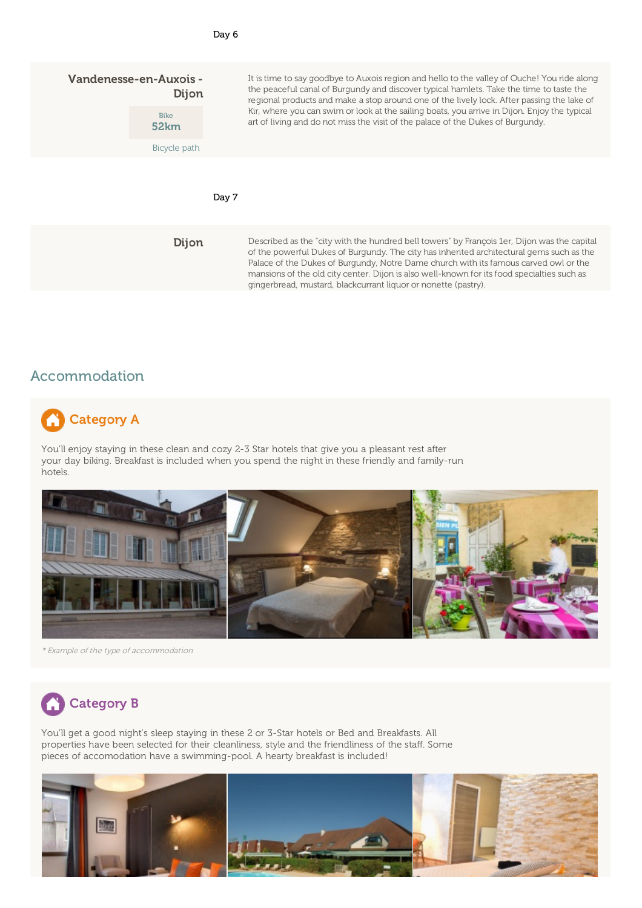Day 6

**Vandenesse-en-Auxois - Dijon**

Bike
52km

Bicycle path

It is time to say goodbye to Auxois region and hello to the valley of Ouche! You ride along the peaceful canal of Burgundy and discover typical hamlets. Take the time to taste the regional products and make a stop around one of the lively lock. After passing the lake of Kir, where you can swim or look at the sailing boats, you arrive in Dijon. Enjoy the typical art of living and do not miss the visit of the palace of the Dukes of Burgundy.

Day 7

**Dijon**

Described as the "city with the hundred bell towers" by François 1er, Dijon was the capital of the powerful Dukes of Burgundy. The city has inherited architectural gems such as the Palace of the Dukes of Burgundy, Notre Dame church with its famous carved owl or the mansions of the old city center. Dijon is also well-known for its food specialties such as gingerbread, mustard, blackcurrant liquor or nonette (pastry).

## Accommodation

### Category A

You'll enjoy staying in these clean and cozy 2-3 Star hotels that give you a pleasant rest after your day biking. Breakfast is included when you spend the night in these friendly and family-run hotels.

*\* Example of the type of accommodation*

### Category B

You'll get a good night's sleep staying in these 2 or 3-Star hotels or Bed and Breakfasts. All properties have been selected for their cleanliness, style and the friendliness of the staff. Some pieces of accomodation have a swimming-pool. A hearty breakfast is included!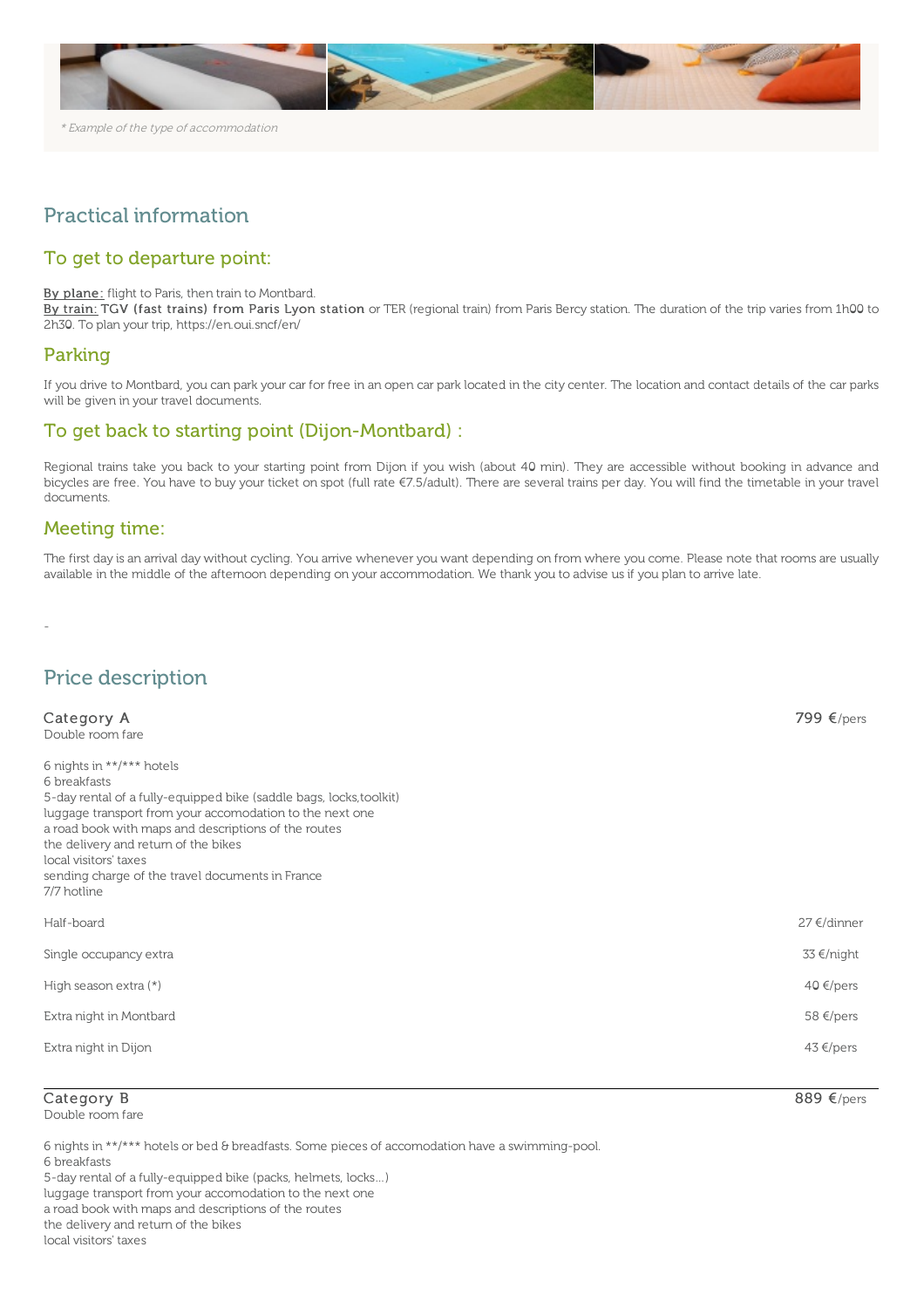*\* Example of the type of accommodation*

## Practical information

### To get to departure point:

**By plane:** flight to Paris, then train to Montbard.
**By train:** TGV (fast trains) from Paris Lyon station or TER (regional train) from Paris Bercy station. The duration of the trip varies from 1h00 to 2h30. To plan your trip, https://en.oui.sncf/en/

### Parking

If you drive to Montbard, you can park your car for free in an open car park located in the city center. The location and contact details of the car parks will be given in your travel documents.

### To get back to starting point (Dijon-Montbard) :

Regional trains take you back to your starting point from Dijon if you wish (about 40 min). They are accessible without booking in advance and bicycles are free. You have to buy your ticket on spot (full rate €7.5/adult). There are several trains per day. You will find the timetable in your travel documents.

### Meeting time:

The first day is an arrival day without cycling. You arrive whenever you want depending on from where you come. Please note that rooms are usually available in the middle of the afternoon depending on your accommodation. We thank you to advise us if you plan to arrive late.

-

## Price description

**Category A** — **799 €**/pers
Double room fare

6 nights in **/*** hotels
6 breakfasts
5-day rental of a fully-equipped bike (saddle bags, locks,toolkit)
luggage transport from your accomodation to the next one
a road book with maps and descriptions of the routes
the delivery and return of the bikes
local visitors' taxes
sending charge of the travel documents in France
7/7 hotline

| | |
|---|---|
| Half-board | 27 €/dinner |
| Single occupancy extra | 33 €/night |
| High season extra (*) | 40 €/pers |
| Extra night in Montbard | 58 €/pers |
| Extra night in Dijon | 43 €/pers |

**Category B** — **889 €**/pers
Double room fare

6 nights in **/*** hotels or bed & breadfasts. Some pieces of accomodation have a swimming-pool.
6 breakfasts
5-day rental of a fully-equipped bike (packs, helmets, locks...)
luggage transport from your accomodation to the next one
a road book with maps and descriptions of the routes
the delivery and return of the bikes
local visitors' taxes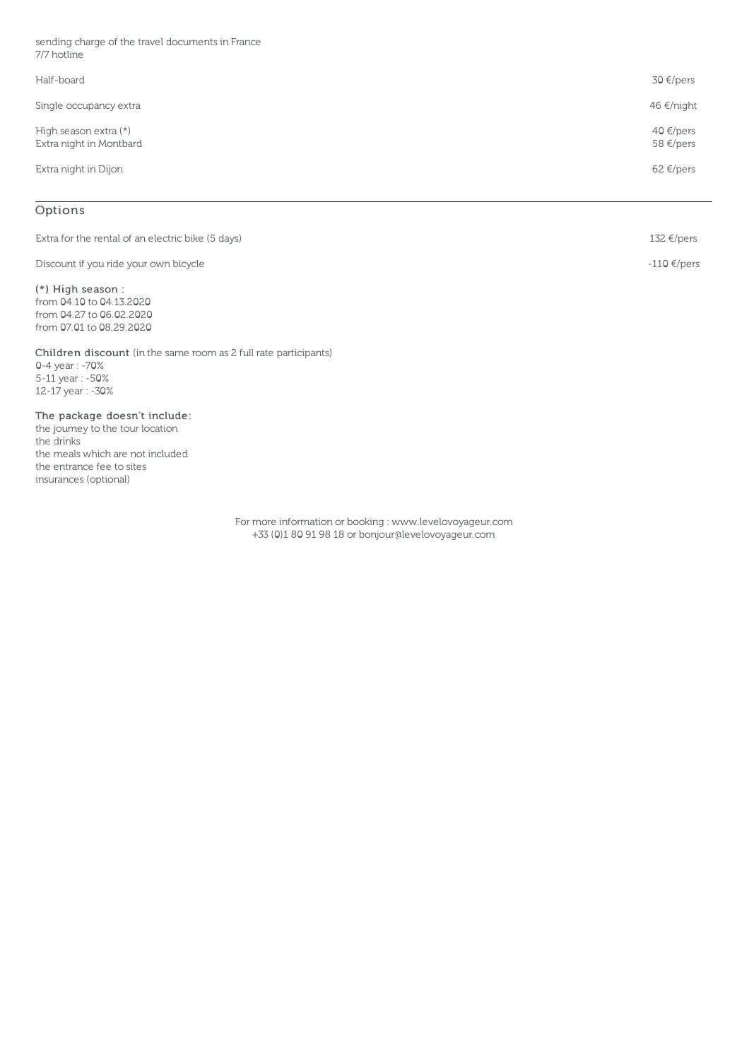sending charge of the travel documents in France
7/7 hotline

| | |
|---|---|
| Half-board | 30 €/pers |
| Single occupancy extra | 46 €/night |
| High season extra (*) | 40 €/pers |
| Extra night in Montbard | 58 €/pers |
| Extra night in Dijon | 62 €/pers |

## Options

| | |
|---|---|
| Extra for the rental of an electric bike (5 days) | 132 €/pers |
| Discount if you ride your own bicycle | -110 €/pers |

**(*) High season :**
from 04.10 to 04.13.2020
from 04.27 to 06.02.2020
from 07.01 to 08.29.2020

**Children discount** (in the same room as 2 full rate participants)
0-4 year : -70%
5-11 year : -50%
12-17 year : -30%

**The package doesn't include:**
the journey to the tour location
the drinks
the meals which are not included
the entrance fee to sites
insurances (optional)

For more information or booking : www.levelovoyageur.com
+33 (0)1 80 91 98 18 or bonjour@levelovoyageur.com